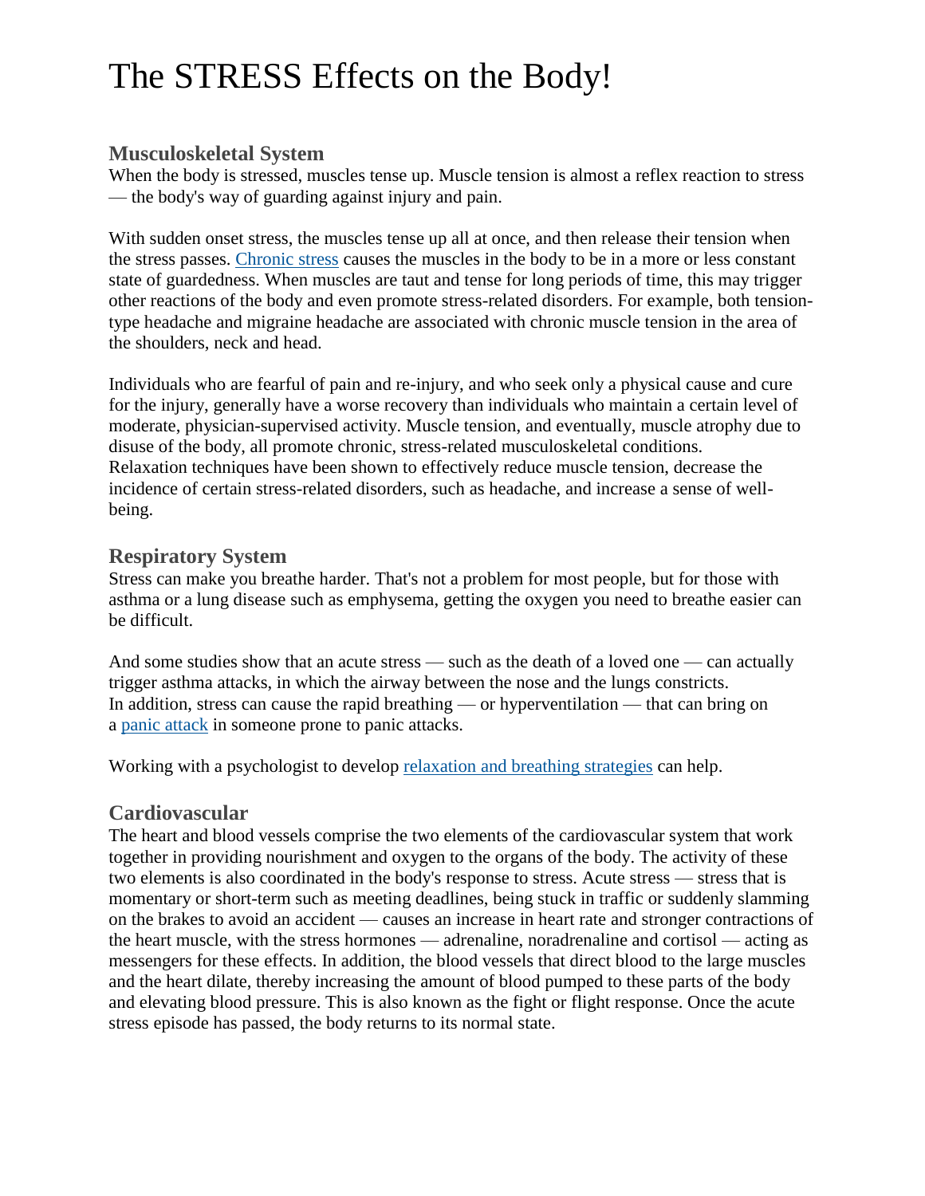# The STRESS Effects on the Body!

## Musculoskeletal System

When the body is stressed, muscles tense up. Muscle tension is almost a reflex reaction to stress — the body's way of guarding against injury and pain.

With sudden onset stress, the muscles tense up all at once, and then release their tension when the stress passes. Chronic stress causes the muscles in the body to be in a more or less constant state of guardedness. When muscles are taut and tense for long periods of time, this may trigger other reactions of the body and even promote stress-related disorders. For example, both tension-type headache and migraine headache are associated with chronic muscle tension in the area of the shoulders, neck and head.

Individuals who are fearful of pain and re-injury, and who seek only a physical cause and cure for the injury, generally have a worse recovery than individuals who maintain a certain level of moderate, physician-supervised activity. Muscle tension, and eventually, muscle atrophy due to disuse of the body, all promote chronic, stress-related musculoskeletal conditions.
Relaxation techniques have been shown to effectively reduce muscle tension, decrease the incidence of certain stress-related disorders, such as headache, and increase a sense of well-being.

## Respiratory System

Stress can make you breathe harder. That's not a problem for most people, but for those with asthma or a lung disease such as emphysema, getting the oxygen you need to breathe easier can be difficult.

And some studies show that an acute stress — such as the death of a loved one — can actually trigger asthma attacks, in which the airway between the nose and the lungs constricts.
In addition, stress can cause the rapid breathing — or hyperventilation — that can bring on a panic attack in someone prone to panic attacks.

Working with a psychologist to develop relaxation and breathing strategies can help.

## Cardiovascular

The heart and blood vessels comprise the two elements of the cardiovascular system that work together in providing nourishment and oxygen to the organs of the body. The activity of these two elements is also coordinated in the body's response to stress. Acute stress — stress that is momentary or short-term such as meeting deadlines, being stuck in traffic or suddenly slamming on the brakes to avoid an accident — causes an increase in heart rate and stronger contractions of the heart muscle, with the stress hormones — adrenaline, noradrenaline and cortisol — acting as messengers for these effects. In addition, the blood vessels that direct blood to the large muscles and the heart dilate, thereby increasing the amount of blood pumped to these parts of the body and elevating blood pressure. This is also known as the fight or flight response. Once the acute stress episode has passed, the body returns to its normal state.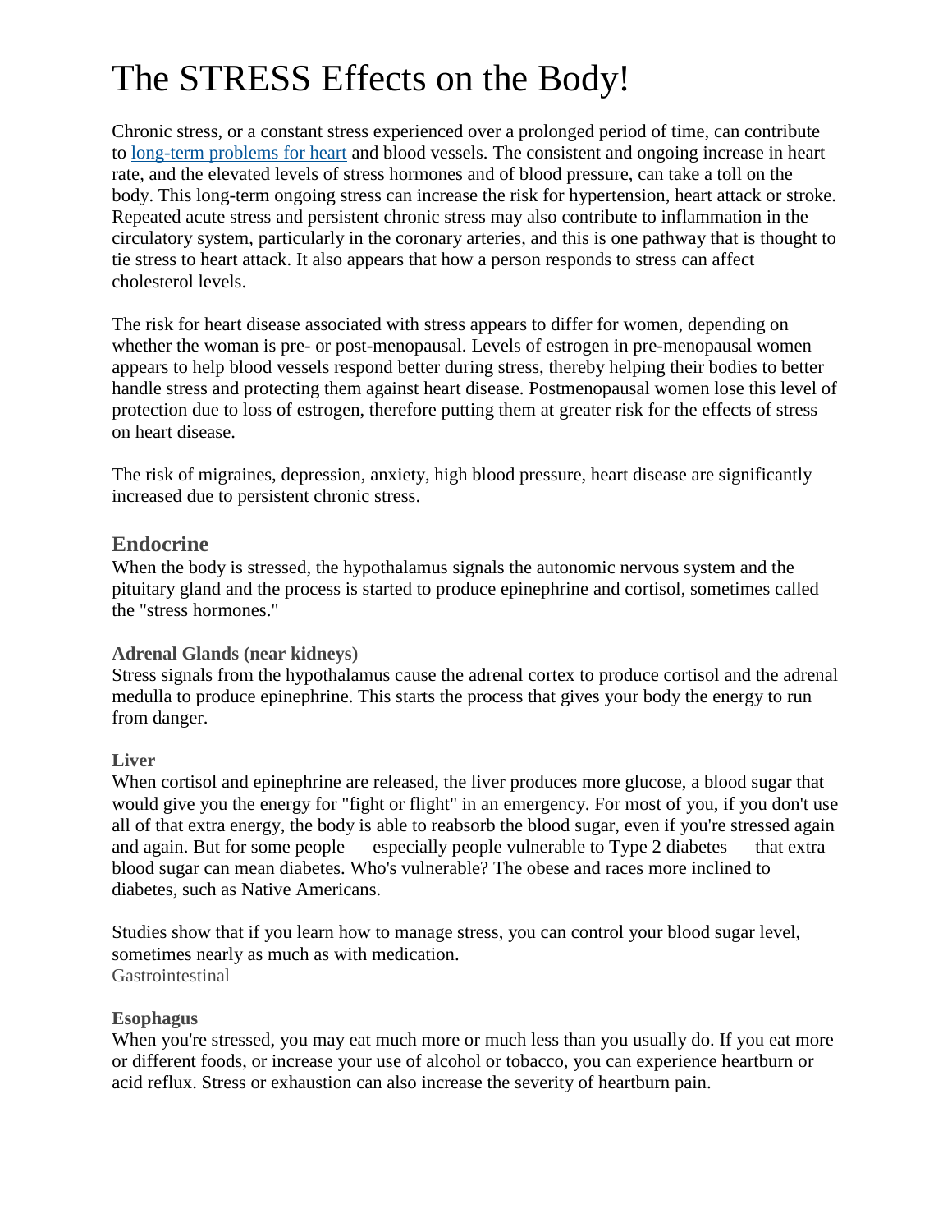# The STRESS Effects on the Body!

Chronic stress, or a constant stress experienced over a prolonged period of time, can contribute to long-term problems for heart and blood vessels. The consistent and ongoing increase in heart rate, and the elevated levels of stress hormones and of blood pressure, can take a toll on the body. This long-term ongoing stress can increase the risk for hypertension, heart attack or stroke. Repeated acute stress and persistent chronic stress may also contribute to inflammation in the circulatory system, particularly in the coronary arteries, and this is one pathway that is thought to tie stress to heart attack. It also appears that how a person responds to stress can affect cholesterol levels.

The risk for heart disease associated with stress appears to differ for women, depending on whether the woman is pre- or post-menopausal. Levels of estrogen in pre-menopausal women appears to help blood vessels respond better during stress, thereby helping their bodies to better handle stress and protecting them against heart disease. Postmenopausal women lose this level of protection due to loss of estrogen, therefore putting them at greater risk for the effects of stress on heart disease.

The risk of migraines, depression, anxiety, high blood pressure, heart disease are significantly increased due to persistent chronic stress.

## Endocrine

When the body is stressed, the hypothalamus signals the autonomic nervous system and the pituitary gland and the process is started to produce epinephrine and cortisol, sometimes called the "stress hormones."

### Adrenal Glands (near kidneys)

Stress signals from the hypothalamus cause the adrenal cortex to produce cortisol and the adrenal medulla to produce epinephrine. This starts the process that gives your body the energy to run from danger.

### Liver

When cortisol and epinephrine are released, the liver produces more glucose, a blood sugar that would give you the energy for "fight or flight" in an emergency. For most of you, if you don't use all of that extra energy, the body is able to reabsorb the blood sugar, even if you're stressed again and again. But for some people — especially people vulnerable to Type 2 diabetes — that extra blood sugar can mean diabetes. Who's vulnerable? The obese and races more inclined to diabetes, such as Native Americans.

Studies show that if you learn how to manage stress, you can control your blood sugar level, sometimes nearly as much as with medication.

Gastrointestinal

### Esophagus

When you're stressed, you may eat much more or much less than you usually do. If you eat more or different foods, or increase your use of alcohol or tobacco, you can experience heartburn or acid reflux. Stress or exhaustion can also increase the severity of heartburn pain.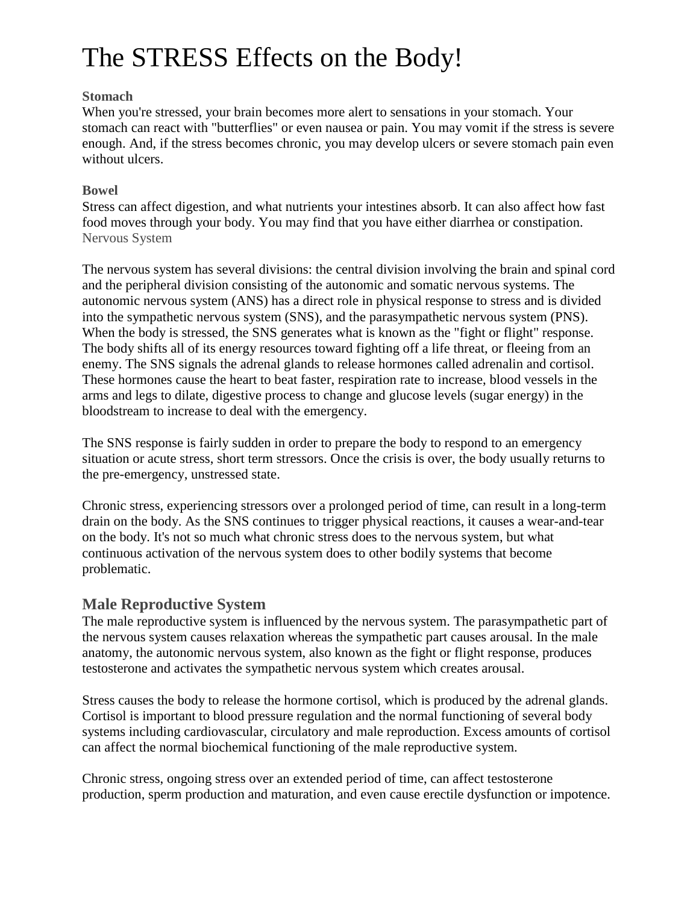# The STRESS Effects on the Body!

**Stomach**

When you're stressed, your brain becomes more alert to sensations in your stomach. Your stomach can react with "butterflies" or even nausea or pain. You may vomit if the stress is severe enough. And, if the stress becomes chronic, you may develop ulcers or severe stomach pain even without ulcers.

**Bowel**

Stress can affect digestion, and what nutrients your intestines absorb. It can also affect how fast food moves through your body. You may find that you have either diarrhea or constipation.

Nervous System

The nervous system has several divisions: the central division involving the brain and spinal cord and the peripheral division consisting of the autonomic and somatic nervous systems. The autonomic nervous system (ANS) has a direct role in physical response to stress and is divided into the sympathetic nervous system (SNS), and the parasympathetic nervous system (PNS). When the body is stressed, the SNS generates what is known as the "fight or flight" response. The body shifts all of its energy resources toward fighting off a life threat, or fleeing from an enemy. The SNS signals the adrenal glands to release hormones called adrenalin and cortisol. These hormones cause the heart to beat faster, respiration rate to increase, blood vessels in the arms and legs to dilate, digestive process to change and glucose levels (sugar energy) in the bloodstream to increase to deal with the emergency.

The SNS response is fairly sudden in order to prepare the body to respond to an emergency situation or acute stress, short term stressors. Once the crisis is over, the body usually returns to the pre-emergency, unstressed state.

Chronic stress, experiencing stressors over a prolonged period of time, can result in a long-term drain on the body. As the SNS continues to trigger physical reactions, it causes a wear-and-tear on the body. It's not so much what chronic stress does to the nervous system, but what continuous activation of the nervous system does to other bodily systems that become problematic.

## Male Reproductive System

The male reproductive system is influenced by the nervous system. The parasympathetic part of the nervous system causes relaxation whereas the sympathetic part causes arousal. In the male anatomy, the autonomic nervous system, also known as the fight or flight response, produces testosterone and activates the sympathetic nervous system which creates arousal.

Stress causes the body to release the hormone cortisol, which is produced by the adrenal glands. Cortisol is important to blood pressure regulation and the normal functioning of several body systems including cardiovascular, circulatory and male reproduction. Excess amounts of cortisol can affect the normal biochemical functioning of the male reproductive system.

Chronic stress, ongoing stress over an extended period of time, can affect testosterone production, sperm production and maturation, and even cause erectile dysfunction or impotence.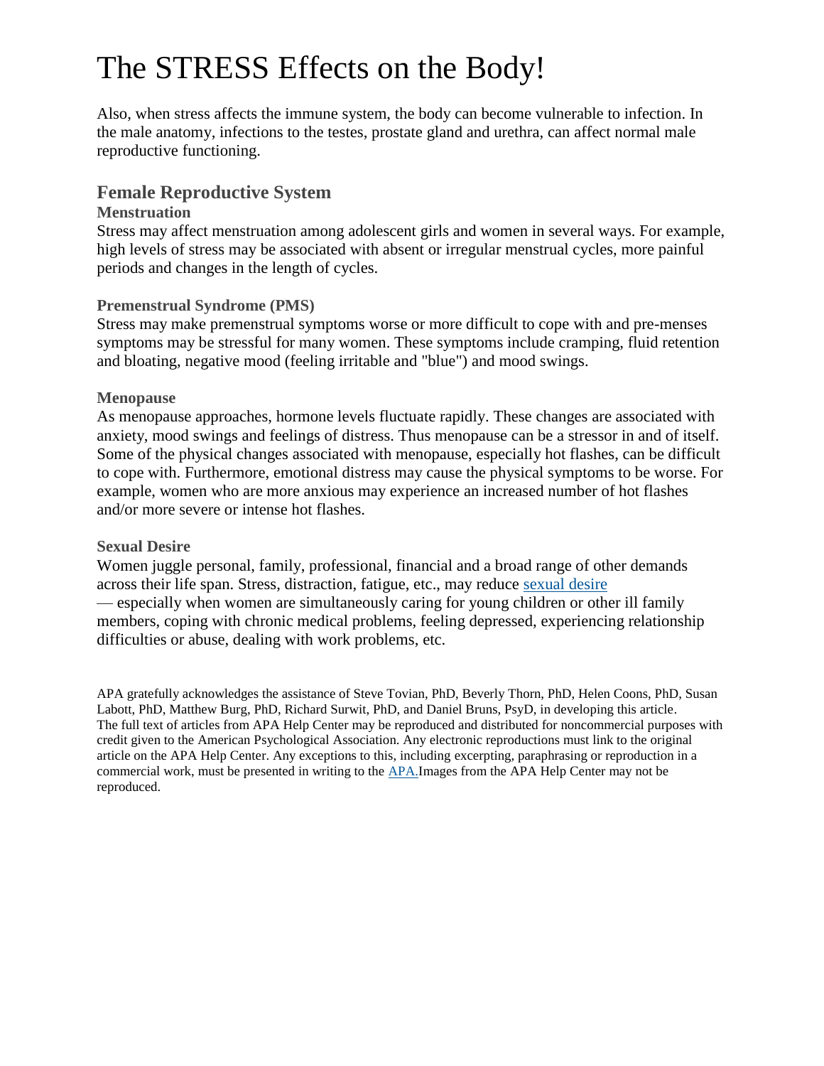# The STRESS Effects on the Body!

Also, when stress affects the immune system, the body can become vulnerable to infection. In the male anatomy, infections to the testes, prostate gland and urethra, can affect normal male reproductive functioning.

## Female Reproductive System

### Menstruation

Stress may affect menstruation among adolescent girls and women in several ways. For example, high levels of stress may be associated with absent or irregular menstrual cycles, more painful periods and changes in the length of cycles.

### Premenstrual Syndrome (PMS)

Stress may make premenstrual symptoms worse or more difficult to cope with and pre-menses symptoms may be stressful for many women. These symptoms include cramping, fluid retention and bloating, negative mood (feeling irritable and "blue") and mood swings.

### Menopause

As menopause approaches, hormone levels fluctuate rapidly. These changes are associated with anxiety, mood swings and feelings of distress. Thus menopause can be a stressor in and of itself. Some of the physical changes associated with menopause, especially hot flashes, can be difficult to cope with. Furthermore, emotional distress may cause the physical symptoms to be worse. For example, women who are more anxious may experience an increased number of hot flashes and/or more severe or intense hot flashes.

### Sexual Desire

Women juggle personal, family, professional, financial and a broad range of other demands across their life span. Stress, distraction, fatigue, etc., may reduce sexual desire — especially when women are simultaneously caring for young children or other ill family members, coping with chronic medical problems, feeling depressed, experiencing relationship difficulties or abuse, dealing with work problems, etc.

APA gratefully acknowledges the assistance of Steve Tovian, PhD, Beverly Thorn, PhD, Helen Coons, PhD, Susan Labott, PhD, Matthew Burg, PhD, Richard Surwit, PhD, and Daniel Bruns, PsyD, in developing this article. The full text of articles from APA Help Center may be reproduced and distributed for noncommercial purposes with credit given to the American Psychological Association. Any electronic reproductions must link to the original article on the APA Help Center. Any exceptions to this, including excerpting, paraphrasing or reproduction in a commercial work, must be presented in writing to the APA. Images from the APA Help Center may not be reproduced.